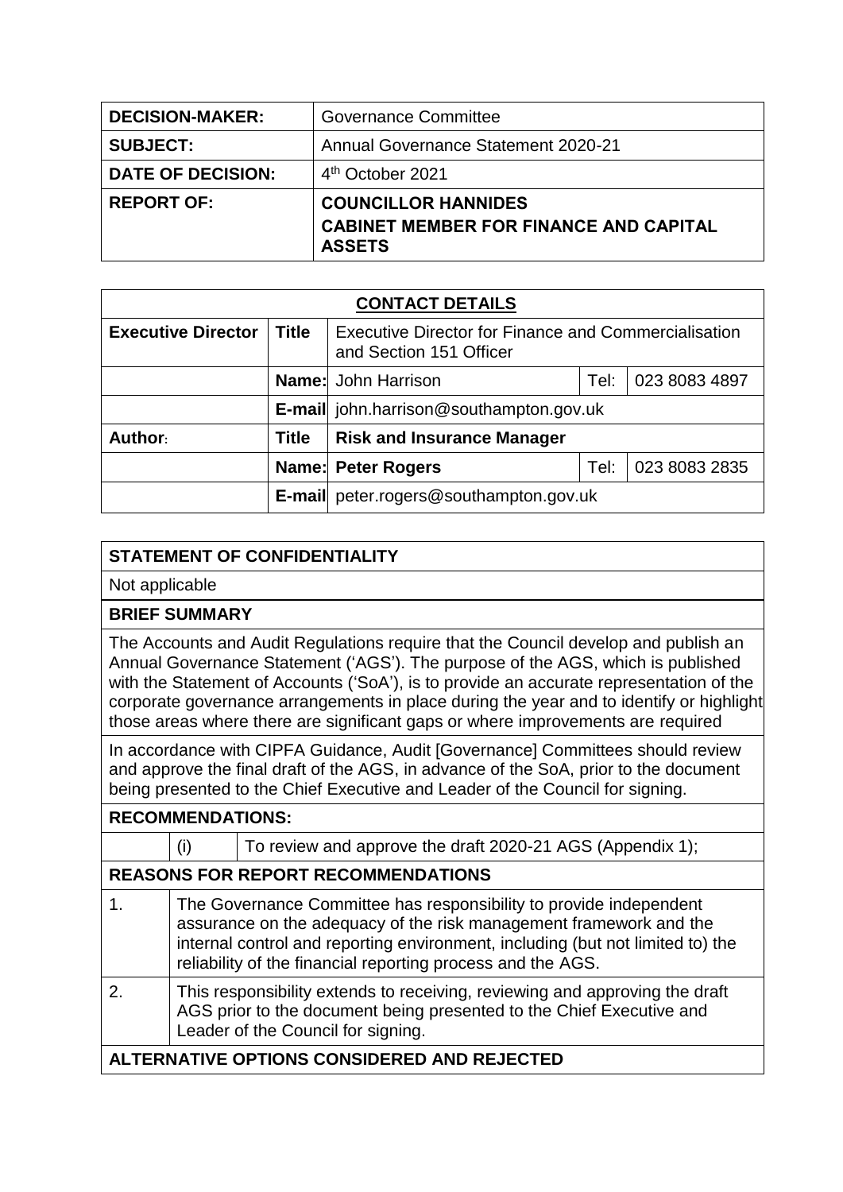| DECISION-MAKER: | Governance Committee |
| --- | --- |
| SUBJECT: | Annual Governance Statement 2020-21 |
| DATE OF DECISION: | 4th October 2021 |
| REPORT OF: | **COUNCILLOR HANNIDES**<br>**CABINET MEMBER FOR FINANCE AND CAPITAL ASSETS** |

| CONTACT DETAILS | | | | |
| --- | --- | --- | --- | --- |
| **Executive Director** | **Title** | Executive Director for Finance and Commercialisation and Section 151 Officer | | |
| | **Name:** | John Harrison | Tel: | 023 8083 4897 |
| | **E-mail** | john.harrison@southampton.gov.uk | | |
| **Author:** | **Title** | **Risk and Insurance Manager** | | |
| | **Name:** | **Peter Rogers** | Tel: | 023 8083 2835 |
| | **E-mail** | peter.rogers@southampton.gov.uk | | |

## STATEMENT OF CONFIDENTIALITY

Not applicable

## BRIEF SUMMARY

The Accounts and Audit Regulations require that the Council develop and publish an Annual Governance Statement ('AGS'). The purpose of the AGS, which is published with the Statement of Accounts ('SoA'), is to provide an accurate representation of the corporate governance arrangements in place during the year and to identify or highlight those areas where there are significant gaps or where improvements are required

In accordance with CIPFA Guidance, Audit [Governance] Committees should review and approve the final draft of the AGS, in advance of the SoA, prior to the document being presented to the Chief Executive and Leader of the Council for signing.

## RECOMMENDATIONS:

| | | |
| --- | --- | --- |
| | (i) | To review and approve the draft 2020-21 AGS (Appendix 1); |

## REASONS FOR REPORT RECOMMENDATIONS

| | |
| --- | --- |
| 1. | The Governance Committee has responsibility to provide independent assurance on the adequacy of the risk management framework and the internal control and reporting environment, including (but not limited to) the reliability of the financial reporting process and the AGS. |
| 2. | This responsibility extends to receiving, reviewing and approving the draft AGS prior to the document being presented to the Chief Executive and Leader of the Council for signing. |

## ALTERNATIVE OPTIONS CONSIDERED AND REJECTED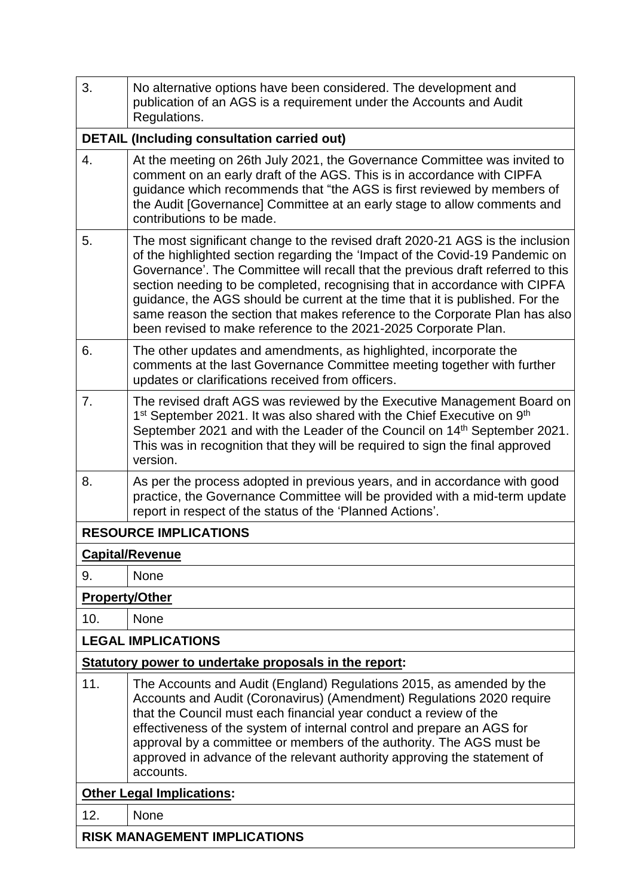| | |
|---|---|
| 3. | No alternative options have been considered. The development and publication of an AGS is a requirement under the Accounts and Audit Regulations. |
| **DETAIL (Including consultation carried out)** | |
| 4. | At the meeting on 26th July 2021, the Governance Committee was invited to comment on an early draft of the AGS. This is in accordance with CIPFA guidance which recommends that "the AGS is first reviewed by members of the Audit [Governance] Committee at an early stage to allow comments and contributions to be made. |
| 5. | The most significant change to the revised draft 2020-21 AGS is the inclusion of the highlighted section regarding the 'Impact of the Covid-19 Pandemic on Governance'. The Committee will recall that the previous draft referred to this section needing to be completed, recognising that in accordance with CIPFA guidance, the AGS should be current at the time that it is published. For the same reason the section that makes reference to the Corporate Plan has also been revised to make reference to the 2021-2025 Corporate Plan. |
| 6. | The other updates and amendments, as highlighted, incorporate the comments at the last Governance Committee meeting together with further updates or clarifications received from officers. |
| 7. | The revised draft AGS was reviewed by the Executive Management Board on 1st September 2021. It was also shared with the Chief Executive on 9th September 2021 and with the Leader of the Council on 14th September 2021. This was in recognition that they will be required to sign the final approved version. |
| 8. | As per the process adopted in previous years, and in accordance with good practice, the Governance Committee will be provided with a mid-term update report in respect of the status of the 'Planned Actions'. |
| **RESOURCE IMPLICATIONS** | |
| **Capital/Revenue** | |
| 9. | None |
| **Property/Other** | |
| 10. | None |
| **LEGAL IMPLICATIONS** | |
| **Statutory power to undertake proposals in the report:** | |
| 11. | The Accounts and Audit (England) Regulations 2015, as amended by the Accounts and Audit (Coronavirus) (Amendment) Regulations 2020 require that the Council must each financial year conduct a review of the effectiveness of the system of internal control and prepare an AGS for approval by a committee or members of the authority. The AGS must be approved in advance of the relevant authority approving the statement of accounts. |
| **Other Legal Implications:** | |
| 12. | None |
| **RISK MANAGEMENT IMPLICATIONS** | |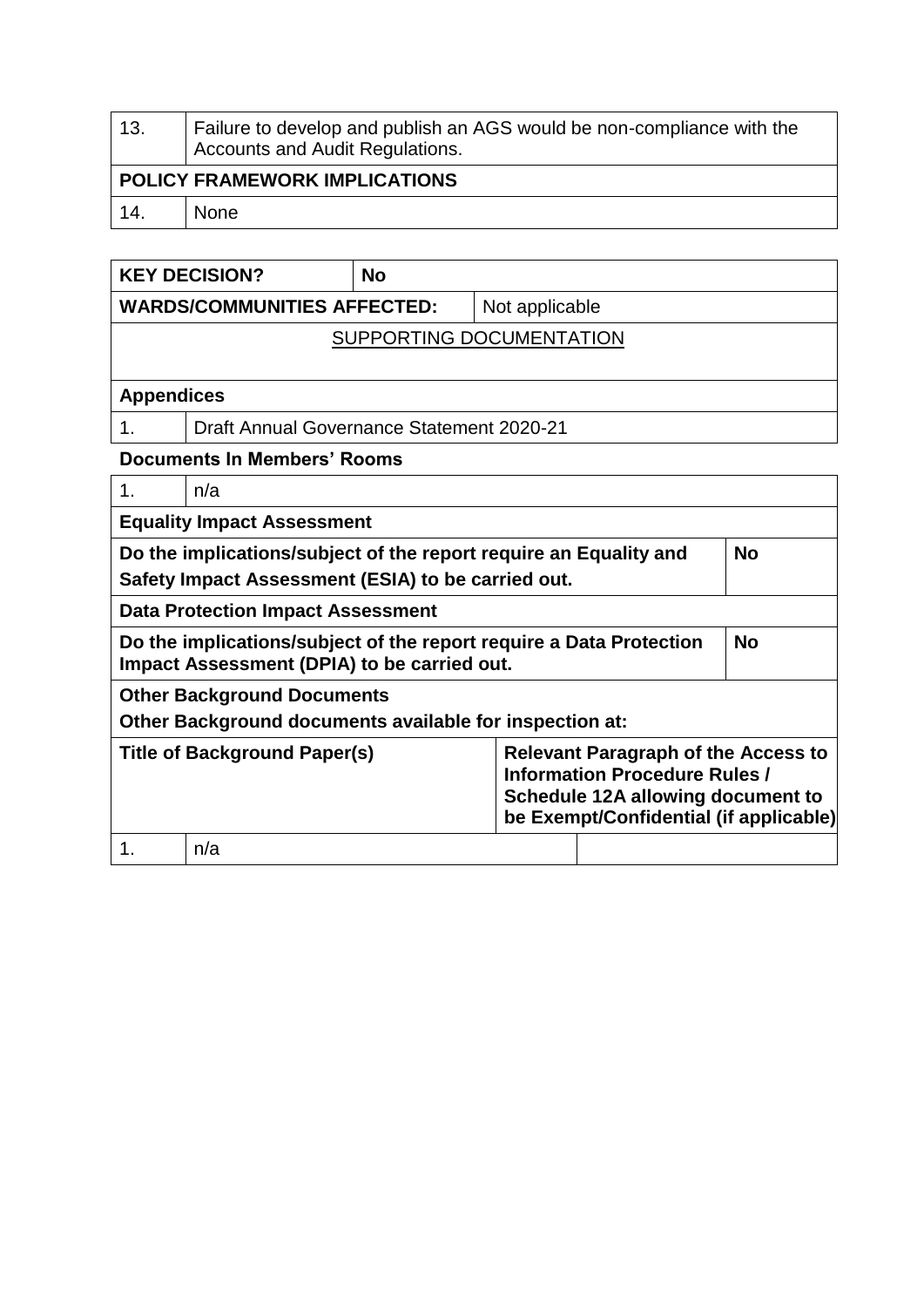| | |
|---|---|
| 13. | Failure to develop and publish an AGS would be non-compliance with the Accounts and Audit Regulations. |
| **POLICY FRAMEWORK IMPLICATIONS** | |
| 14. | None |

| | | |
|---|---|---|
| **KEY DECISION?** | **No** | |
| **WARDS/COMMUNITIES AFFECTED:** | | Not applicable |

SUPPORTING DOCUMENTATION

**Appendices**

| | |
|---|---|
| 1. | Draft Annual Governance Statement 2020-21 |

**Documents In Members' Rooms**

| | |
|---|---|
| 1. | n/a |

**Equality Impact Assessment**

| | |
|---|---|
| **Do the implications/subject of the report require an Equality and Safety Impact Assessment (ESIA) to be carried out.** | **No** |

**Data Protection Impact Assessment**

| | |
|---|---|
| **Do the implications/subject of the report require a Data Protection Impact Assessment (DPIA) to be carried out.** | **No** |

**Other Background Documents**

**Other Background documents available for inspection at:**

| **Title of Background Paper(s)** | | **Relevant Paragraph of the Access to Information Procedure Rules / Schedule 12A allowing document to be Exempt/Confidential (if applicable)** |
|---|---|---|
| 1. | n/a | |